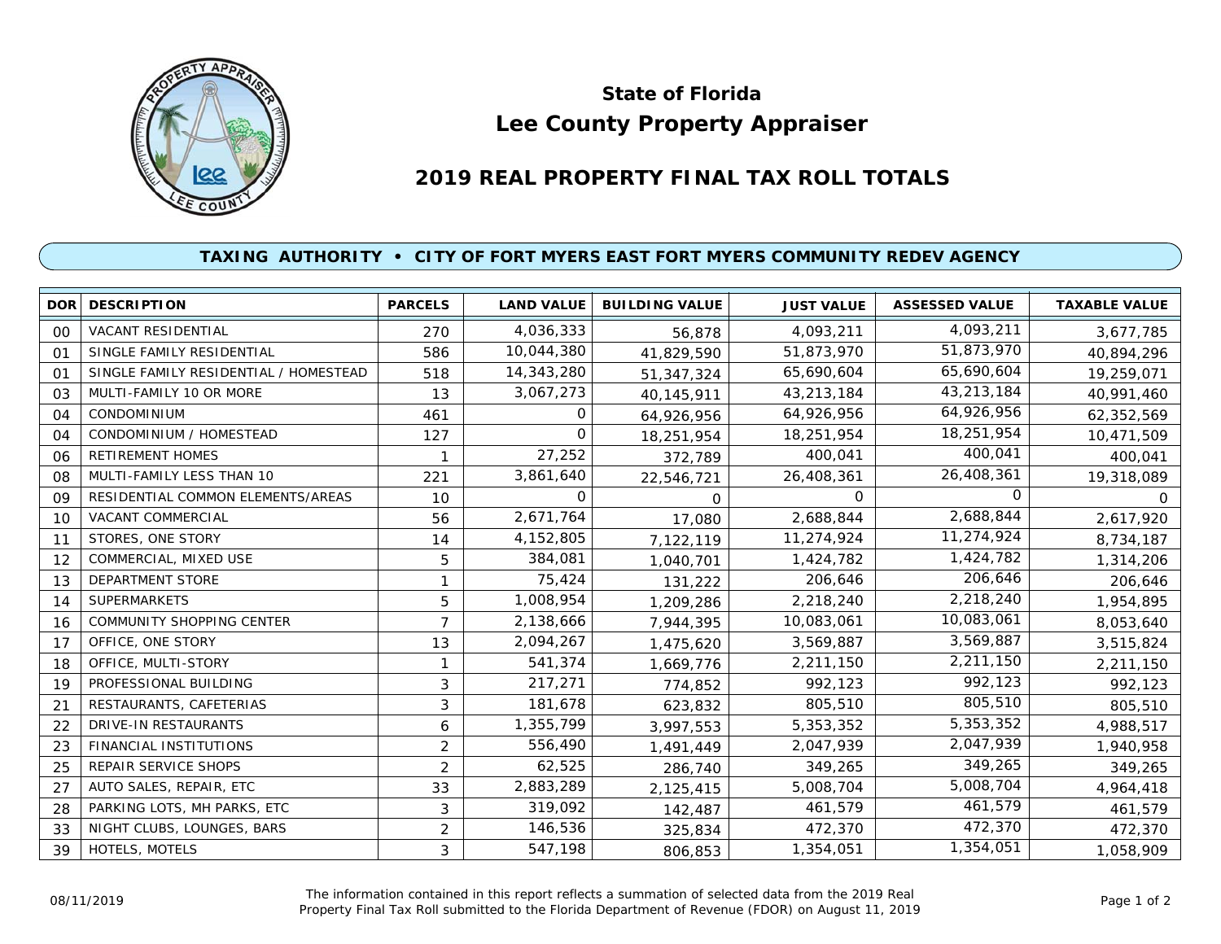# State of Florida
# Lee County Property Appraiser

## 2019 REAL PROPERTY FINAL TAX ROLL TOTALS

### TAXING AUTHORITY • CITY OF FORT MYERS EAST FORT MYERS COMMUNITY REDEV AGENCY

| DOR | DESCRIPTION | PARCELS | LAND VALUE | BUILDING VALUE | JUST VALUE | ASSESSED VALUE | TAXABLE VALUE |
|---|---|---|---|---|---|---|---|
| 00 | VACANT RESIDENTIAL | 270 | 4,036,333 | 56,878 | 4,093,211 | 4,093,211 | 3,677,785 |
| 01 | SINGLE FAMILY RESIDENTIAL | 586 | 10,044,380 | 41,829,590 | 51,873,970 | 51,873,970 | 40,894,296 |
| 01 | SINGLE FAMILY RESIDENTIAL / HOMESTEAD | 518 | 14,343,280 | 51,347,324 | 65,690,604 | 65,690,604 | 19,259,071 |
| 03 | MULTI-FAMILY 10 OR MORE | 13 | 3,067,273 | 40,145,911 | 43,213,184 | 43,213,184 | 40,991,460 |
| 04 | CONDOMINIUM | 461 | 0 | 64,926,956 | 64,926,956 | 64,926,956 | 62,352,569 |
| 04 | CONDOMINIUM / HOMESTEAD | 127 | 0 | 18,251,954 | 18,251,954 | 18,251,954 | 10,471,509 |
| 06 | RETIREMENT HOMES | 1 | 27,252 | 372,789 | 400,041 | 400,041 | 400,041 |
| 08 | MULTI-FAMILY LESS THAN 10 | 221 | 3,861,640 | 22,546,721 | 26,408,361 | 26,408,361 | 19,318,089 |
| 09 | RESIDENTIAL COMMON ELEMENTS/AREAS | 10 | 0 | 0 | 0 | 0 | 0 |
| 10 | VACANT COMMERCIAL | 56 | 2,671,764 | 17,080 | 2,688,844 | 2,688,844 | 2,617,920 |
| 11 | STORES, ONE STORY | 14 | 4,152,805 | 7,122,119 | 11,274,924 | 11,274,924 | 8,734,187 |
| 12 | COMMERCIAL, MIXED USE | 5 | 384,081 | 1,040,701 | 1,424,782 | 1,424,782 | 1,314,206 |
| 13 | DEPARTMENT STORE | 1 | 75,424 | 131,222 | 206,646 | 206,646 | 206,646 |
| 14 | SUPERMARKETS | 5 | 1,008,954 | 1,209,286 | 2,218,240 | 2,218,240 | 1,954,895 |
| 16 | COMMUNITY SHOPPING CENTER | 7 | 2,138,666 | 7,944,395 | 10,083,061 | 10,083,061 | 8,053,640 |
| 17 | OFFICE, ONE STORY | 13 | 2,094,267 | 1,475,620 | 3,569,887 | 3,569,887 | 3,515,824 |
| 18 | OFFICE, MULTI-STORY | 1 | 541,374 | 1,669,776 | 2,211,150 | 2,211,150 | 2,211,150 |
| 19 | PROFESSIONAL BUILDING | 3 | 217,271 | 774,852 | 992,123 | 992,123 | 992,123 |
| 21 | RESTAURANTS, CAFETERIAS | 3 | 181,678 | 623,832 | 805,510 | 805,510 | 805,510 |
| 22 | DRIVE-IN RESTAURANTS | 6 | 1,355,799 | 3,997,553 | 5,353,352 | 5,353,352 | 4,988,517 |
| 23 | FINANCIAL INSTITUTIONS | 2 | 556,490 | 1,491,449 | 2,047,939 | 2,047,939 | 1,940,958 |
| 25 | REPAIR SERVICE SHOPS | 2 | 62,525 | 286,740 | 349,265 | 349,265 | 349,265 |
| 27 | AUTO SALES, REPAIR, ETC | 33 | 2,883,289 | 2,125,415 | 5,008,704 | 5,008,704 | 4,964,418 |
| 28 | PARKING LOTS, MH PARKS, ETC | 3 | 319,092 | 142,487 | 461,579 | 461,579 | 461,579 |
| 33 | NIGHT CLUBS, LOUNGES, BARS | 2 | 146,536 | 325,834 | 472,370 | 472,370 | 472,370 |
| 39 | HOTELS, MOTELS | 3 | 547,198 | 806,853 | 1,354,051 | 1,354,051 | 1,058,909 |

08/11/2019

The information contained in this report reflects a summation of selected data from the 2019 Real Property Final Tax Roll submitted to the Florida Department of Revenue (FDOR) on August 11, 2019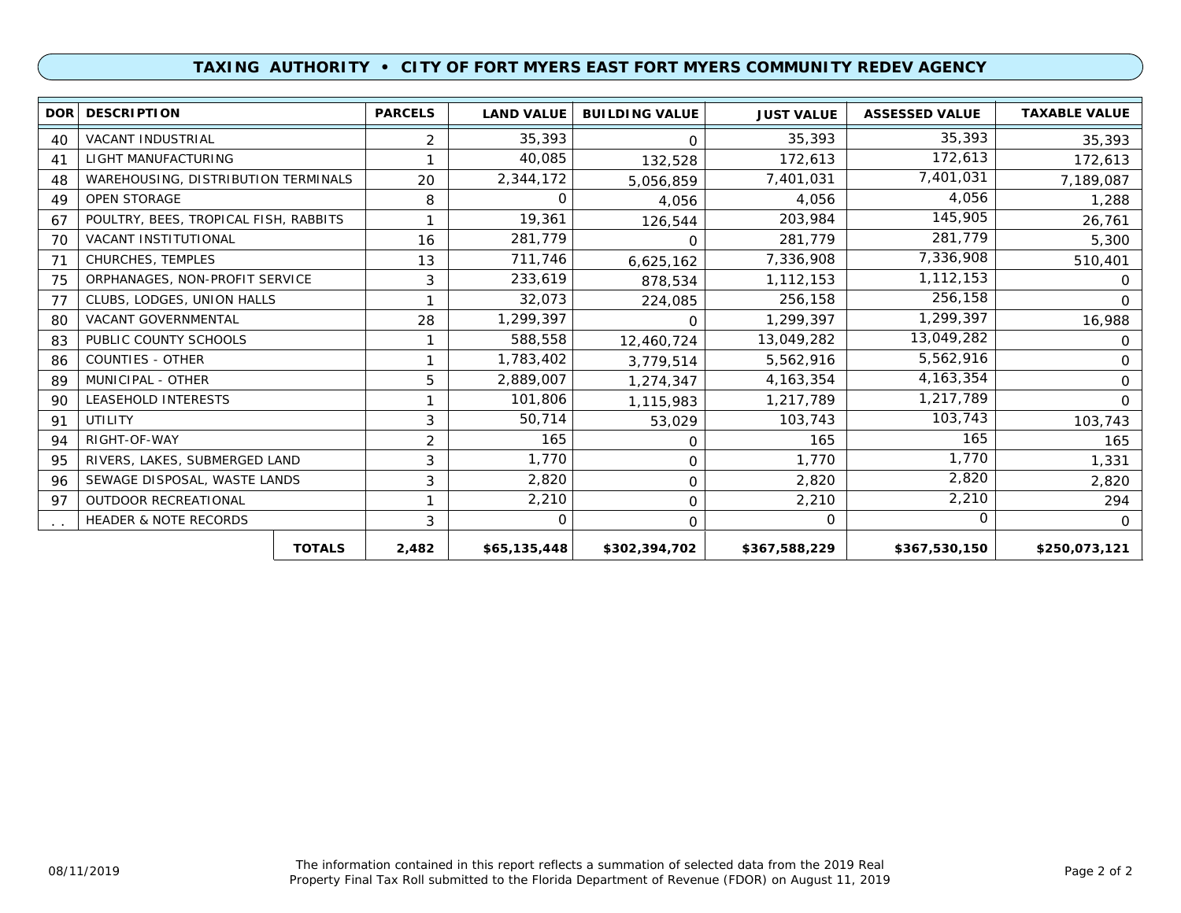## TAXING AUTHORITY • CITY OF FORT MYERS EAST FORT MYERS COMMUNITY REDEV AGENCY

| DOR | DESCRIPTION | PARCELS | LAND VALUE | BUILDING VALUE | JUST VALUE | ASSESSED VALUE | TAXABLE VALUE |
|---|---|---|---|---|---|---|---|
| 40 | VACANT INDUSTRIAL | 2 | 35,393 | 0 | 35,393 | 35,393 | 35,393 |
| 41 | LIGHT MANUFACTURING | 1 | 40,085 | 132,528 | 172,613 | 172,613 | 172,613 |
| 48 | WAREHOUSING, DISTRIBUTION TERMINALS | 20 | 2,344,172 | 5,056,859 | 7,401,031 | 7,401,031 | 7,189,087 |
| 49 | OPEN STORAGE | 8 | 0 | 4,056 | 4,056 | 4,056 | 1,288 |
| 67 | POULTRY, BEES, TROPICAL FISH, RABBITS | 1 | 19,361 | 126,544 | 203,984 | 145,905 | 26,761 |
| 70 | VACANT INSTITUTIONAL | 16 | 281,779 | 0 | 281,779 | 281,779 | 5,300 |
| 71 | CHURCHES, TEMPLES | 13 | 711,746 | 6,625,162 | 7,336,908 | 7,336,908 | 510,401 |
| 75 | ORPHANAGES, NON-PROFIT SERVICE | 3 | 233,619 | 878,534 | 1,112,153 | 1,112,153 | 0 |
| 77 | CLUBS, LODGES, UNION HALLS | 1 | 32,073 | 224,085 | 256,158 | 256,158 | 0 |
| 80 | VACANT GOVERNMENTAL | 28 | 1,299,397 | 0 | 1,299,397 | 1,299,397 | 16,988 |
| 83 | PUBLIC COUNTY SCHOOLS | 1 | 588,558 | 12,460,724 | 13,049,282 | 13,049,282 | 0 |
| 86 | COUNTIES - OTHER | 1 | 1,783,402 | 3,779,514 | 5,562,916 | 5,562,916 | 0 |
| 89 | MUNICIPAL - OTHER | 5 | 2,889,007 | 1,274,347 | 4,163,354 | 4,163,354 | 0 |
| 90 | LEASEHOLD INTERESTS | 1 | 101,806 | 1,115,983 | 1,217,789 | 1,217,789 | 0 |
| 91 | UTILITY | 3 | 50,714 | 53,029 | 103,743 | 103,743 | 103,743 |
| 94 | RIGHT-OF-WAY | 2 | 165 | 0 | 165 | 165 | 165 |
| 95 | RIVERS, LAKES, SUBMERGED LAND | 3 | 1,770 | 0 | 1,770 | 1,770 | 1,331 |
| 96 | SEWAGE DISPOSAL, WASTE LANDS | 3 | 2,820 | 0 | 2,820 | 2,820 | 2,820 |
| 97 | OUTDOOR RECREATIONAL | 1 | 2,210 | 0 | 2,210 | 2,210 | 294 |
| .. | HEADER & NOTE RECORDS | 3 | 0 | 0 | 0 | 0 | 0 |
| | **TOTALS** | **2,482** | **$65,135,448** | **$302,394,702** | **$367,588,229** | **$367,530,150** | **$250,073,121** |

08/11/2019

The information contained in this report reflects a summation of selected data from the 2019 Real Property Final Tax Roll submitted to the Florida Department of Revenue (FDOR) on August 11, 2019